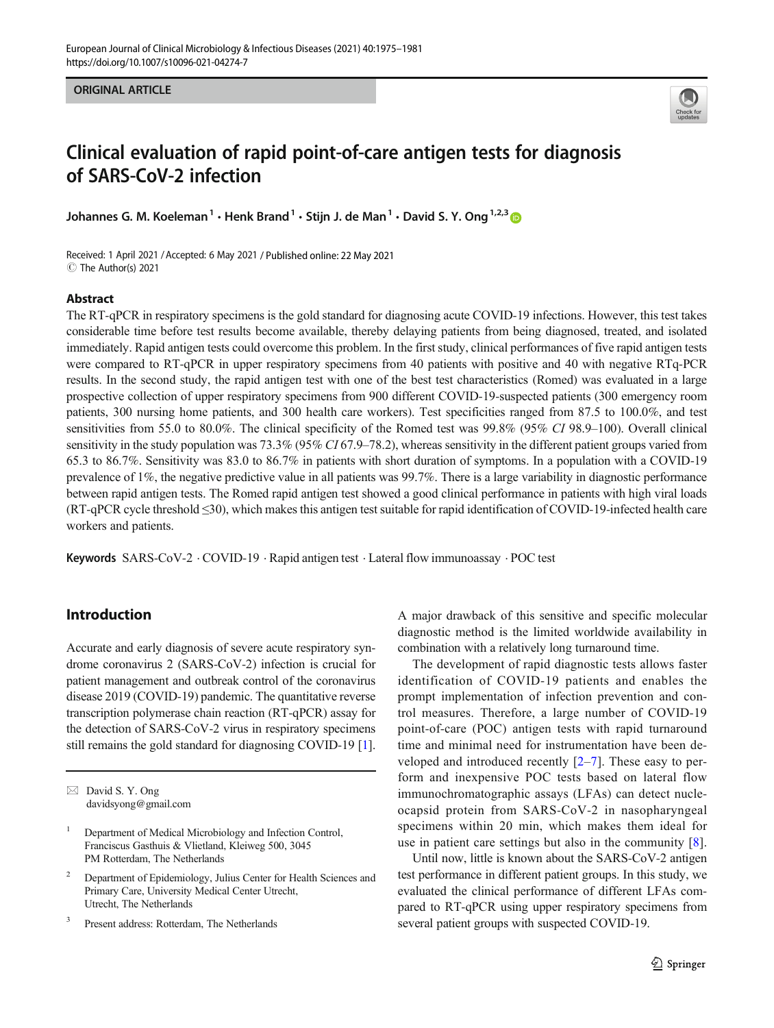ORIGINAL ARTICLE

# Clinical evaluation of rapid point-of-care antigen tests for diagnosis of SARS-CoV-2 infection

Johannes G. M. Koeleman[1] · Henk Brand[1] · Stijn J. de Man[1] · David S. Y. Ong[1,2,3]

Received: 1 April 2021 / Accepted: 6 May 2021 / Published online: 22 May 2021
© The Author(s) 2021

## Abstract

The RT-qPCR in respiratory specimens is the gold standard for diagnosing acute COVID-19 infections. However, this test takes considerable time before test results become available, thereby delaying patients from being diagnosed, treated, and isolated immediately. Rapid antigen tests could overcome this problem. In the first study, clinical performances of five rapid antigen tests were compared to RT-qPCR in upper respiratory specimens from 40 patients with positive and 40 with negative RTq-PCR results. In the second study, the rapid antigen test with one of the best test characteristics (Romed) was evaluated in a large prospective collection of upper respiratory specimens from 900 different COVID-19-suspected patients (300 emergency room patients, 300 nursing home patients, and 300 health care workers). Test specificities ranged from 87.5 to 100.0%, and test sensitivities from 55.0 to 80.0%. The clinical specificity of the Romed test was 99.8% (95% *CI* 98.9–100). Overall clinical sensitivity in the study population was 73.3% (95% *CI* 67.9–78.2), whereas sensitivity in the different patient groups varied from 65.3 to 86.7%. Sensitivity was 83.0 to 86.7% in patients with short duration of symptoms. In a population with a COVID-19 prevalence of 1%, the negative predictive value in all patients was 99.7%. There is a large variability in diagnostic performance between rapid antigen tests. The Romed rapid antigen test showed a good clinical performance in patients with high viral loads (RT-qPCR cycle threshold ≤30), which makes this antigen test suitable for rapid identification of COVID-19-infected health care workers and patients.

**Keywords** SARS-CoV-2 · COVID-19 · Rapid antigen test · Lateral flow immunoassay · POC test

## Introduction

Accurate and early diagnosis of severe acute respiratory syndrome coronavirus 2 (SARS-CoV-2) infection is crucial for patient management and outbreak control of the coronavirus disease 2019 (COVID-19) pandemic. The quantitative reverse transcription polymerase chain reaction (RT-qPCR) assay for the detection of SARS-CoV-2 virus in respiratory specimens still remains the gold standard for diagnosing COVID-19 [1]. A major drawback of this sensitive and specific molecular diagnostic method is the limited worldwide availability in combination with a relatively long turnaround time.

The development of rapid diagnostic tests allows faster identification of COVID-19 patients and enables the prompt implementation of infection prevention and control measures. Therefore, a large number of COVID-19 point-of-care (POC) antigen tests with rapid turnaround time and minimal need for instrumentation have been developed and introduced recently [2–7]. These easy to perform and inexpensive POC tests based on lateral flow immunochromatographic assays (LFAs) can detect nucleocapsid protein from SARS-CoV-2 in nasopharyngeal specimens within 20 min, which makes them ideal for use in patient care settings but also in the community [8].

Until now, little is known about the SARS-CoV-2 antigen test performance in different patient groups. In this study, we evaluated the clinical performance of different LFAs compared to RT-qPCR using upper respiratory specimens from several patient groups with suspected COVID-19.

✉ David S. Y. Ong
davidsyong@gmail.com

[1] Department of Medical Microbiology and Infection Control, Franciscus Gasthuis & Vlietland, Kleiweg 500, 3045 PM Rotterdam, The Netherlands

[2] Department of Epidemiology, Julius Center for Health Sciences and Primary Care, University Medical Center Utrecht, Utrecht, The Netherlands

[3] Present address: Rotterdam, The Netherlands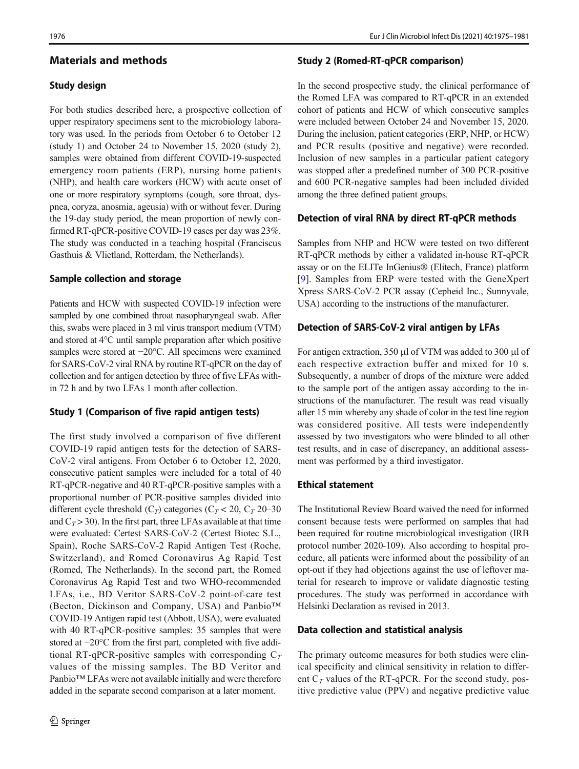## Materials and methods

### Study design

For both studies described here, a prospective collection of upper respiratory specimens sent to the microbiology laboratory was used. In the periods from October 6 to October 12 (study 1) and October 24 to November 15, 2020 (study 2), samples were obtained from different COVID-19-suspected emergency room patients (ERP), nursing home patients (NHP), and health care workers (HCW) with acute onset of one or more respiratory symptoms (cough, sore throat, dyspnea, coryza, anosmia, ageusia) with or without fever. During the 19-day study period, the mean proportion of newly confirmed RT-qPCR-positive COVID-19 cases per day was 23%. The study was conducted in a teaching hospital (Franciscus Gasthuis & Vlietland, Rotterdam, the Netherlands).

### Sample collection and storage

Patients and HCW with suspected COVID-19 infection were sampled by one combined throat nasopharyngeal swab. After this, swabs were placed in 3 ml virus transport medium (VTM) and stored at 4°C until sample preparation after which positive samples were stored at −20°C. All specimens were examined for SARS-CoV-2 viral RNA by routine RT-qPCR on the day of collection and for antigen detection by three of five LFAs within 72 h and by two LFAs 1 month after collection.

### Study 1 (Comparison of five rapid antigen tests)

The first study involved a comparison of five different COVID-19 rapid antigen tests for the detection of SARS-CoV-2 viral antigens. From October 6 to October 12, 2020, consecutive patient samples were included for a total of 40 RT-qPCR-negative and 40 RT-qPCR-positive samples with a proportional number of PCR-positive samples divided into different cycle threshold ($C_T$) categories ($C_T < 20$, $C_T$ 20–30 and $C_T > 30$). In the first part, three LFAs available at that time were evaluated: Certest SARS-CoV-2 (Certest Biotec S.L., Spain), Roche SARS-CoV-2 Rapid Antigen Test (Roche, Switzerland), and Romed Coronavirus Ag Rapid Test (Romed, The Netherlands). In the second part, the Romed Coronavirus Ag Rapid Test and two WHO-recommended LFAs, i.e., BD Veritor SARS-CoV-2 point-of-care test (Becton, Dickinson and Company, USA) and Panbio™ COVID-19 Antigen rapid test (Abbott, USA), were evaluated with 40 RT-qPCR-positive samples: 35 samples that were stored at −20°C from the first part, completed with five additional RT-qPCR-positive samples with corresponding $C_T$ values of the missing samples. The BD Veritor and Panbio™ LFAs were not available initially and were therefore added in the separate second comparison at a later moment.

### Study 2 (Romed-RT-qPCR comparison)

In the second prospective study, the clinical performance of the Romed LFA was compared to RT-qPCR in an extended cohort of patients and HCW of which consecutive samples were included between October 24 and November 15, 2020. During the inclusion, patient categories (ERP, NHP, or HCW) and PCR results (positive and negative) were recorded. Inclusion of new samples in a particular patient category was stopped after a predefined number of 300 PCR-positive and 600 PCR-negative samples had been included divided among the three defined patient groups.

### Detection of viral RNA by direct RT-qPCR methods

Samples from NHP and HCW were tested on two different RT-qPCR methods by either a validated in-house RT-qPCR assay or on the ELITe InGenius® (Elitech, France) platform [9]. Samples from ERP were tested with the GeneXpert Xpress SARS-CoV-2 PCR assay (Cepheid Inc., Sunnyvale, USA) according to the instructions of the manufacturer.

### Detection of SARS-CoV-2 viral antigen by LFAs

For antigen extraction, 350 μl of VTM was added to 300 μl of each respective extraction buffer and mixed for 10 s. Subsequently, a number of drops of the mixture were added to the sample port of the antigen assay according to the instructions of the manufacturer. The result was read visually after 15 min whereby any shade of color in the test line region was considered positive. All tests were independently assessed by two investigators who were blinded to all other test results, and in case of discrepancy, an additional assessment was performed by a third investigator.

### Ethical statement

The Institutional Review Board waived the need for informed consent because tests were performed on samples that had been required for routine microbiological investigation (IRB protocol number 2020-109). Also according to hospital procedure, all patients were informed about the possibility of an opt-out if they had objections against the use of leftover material for research to improve or validate diagnostic testing procedures. The study was performed in accordance with Helsinki Declaration as revised in 2013.

### Data collection and statistical analysis

The primary outcome measures for both studies were clinical specificity and clinical sensitivity in relation to different $C_T$ values of the RT-qPCR. For the second study, positive predictive value (PPV) and negative predictive value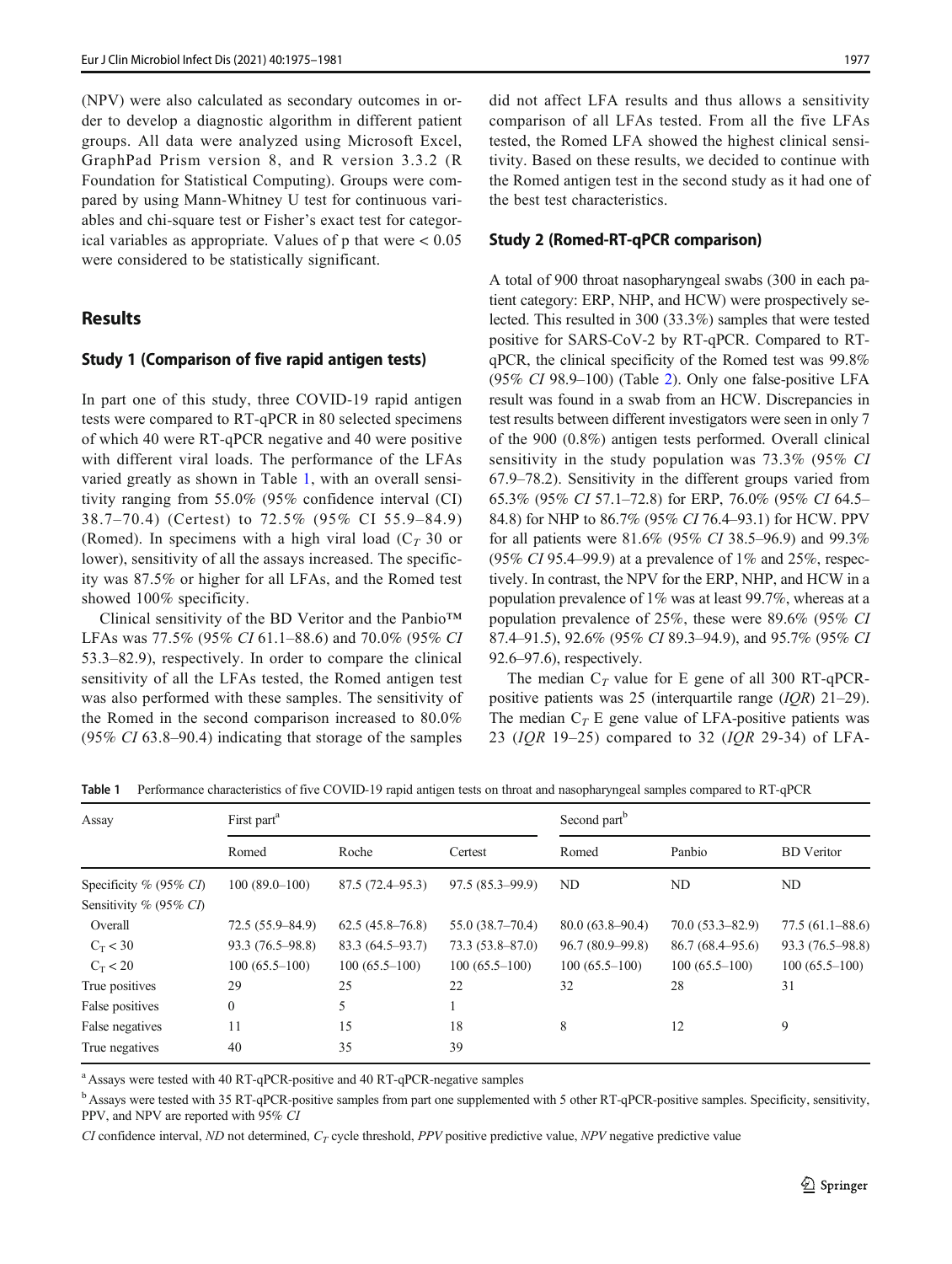(NPV) were also calculated as secondary outcomes in order to develop a diagnostic algorithm in different patient groups. All data were analyzed using Microsoft Excel, GraphPad Prism version 8, and R version 3.3.2 (R Foundation for Statistical Computing). Groups were compared by using Mann-Whitney U test for continuous variables and chi-square test or Fisher's exact test for categorical variables as appropriate. Values of p that were < 0.05 were considered to be statistically significant.

## Results

### Study 1 (Comparison of five rapid antigen tests)

In part one of this study, three COVID-19 rapid antigen tests were compared to RT-qPCR in 80 selected specimens of which 40 were RT-qPCR negative and 40 were positive with different viral loads. The performance of the LFAs varied greatly as shown in Table 1, with an overall sensitivity ranging from 55.0% (95% confidence interval (CI) 38.7–70.4) (Certest) to 72.5% (95% CI 55.9–84.9) (Romed). In specimens with a high viral load ($C_T$ 30 or lower), sensitivity of all the assays increased. The specificity was 87.5% or higher for all LFAs, and the Romed test showed 100% specificity.

Clinical sensitivity of the BD Veritor and the Panbio™ LFAs was 77.5% (95% *CI* 61.1–88.6) and 70.0% (95% *CI* 53.3–82.9), respectively. In order to compare the clinical sensitivity of all the LFAs tested, the Romed antigen test was also performed with these samples. The sensitivity of the Romed in the second comparison increased to 80.0% (95% *CI* 63.8–90.4) indicating that storage of the samples did not affect LFA results and thus allows a sensitivity comparison of all LFAs tested. From all the five LFAs tested, the Romed LFA showed the highest clinical sensitivity. Based on these results, we decided to continue with the Romed antigen test in the second study as it had one of the best test characteristics.

### Study 2 (Romed-RT-qPCR comparison)

A total of 900 throat nasopharyngeal swabs (300 in each patient category: ERP, NHP, and HCW) were prospectively selected. This resulted in 300 (33.3%) samples that were tested positive for SARS-CoV-2 by RT-qPCR. Compared to RT-qPCR, the clinical specificity of the Romed test was 99.8% (95% *CI* 98.9–100) (Table 2). Only one false-positive LFA result was found in a swab from an HCW. Discrepancies in test results between different investigators were seen in only 7 of the 900 (0.8%) antigen tests performed. Overall clinical sensitivity in the study population was 73.3% (95% *CI* 67.9–78.2). Sensitivity in the different groups varied from 65.3% (95% *CI* 57.1–72.8) for ERP, 76.0% (95% *CI* 64.5–84.8) for NHP to 86.7% (95% *CI* 76.4–93.1) for HCW. PPV for all patients were 81.6% (95% *CI* 38.5–96.9) and 99.3% (95% *CI* 95.4–99.9) at a prevalence of 1% and 25%, respectively. In contrast, the NPV for the ERP, NHP, and HCW in a population prevalence of 1% was at least 99.7%, whereas at a population prevalence of 25%, these were 89.6% (95% *CI* 87.4–91.5), 92.6% (95% *CI* 89.3–94.9), and 95.7% (95% *CI* 92.6–97.6), respectively.

The median $C_T$ value for E gene of all 300 RT-qPCR-positive patients was 25 (interquartile range (*IQR*) 21–29). The median $C_T$ E gene value of LFA-positive patients was 23 (*IQR* 19–25) compared to 32 (*IQR* 29-34) of LFA-

**Table 1** Performance characteristics of five COVID-19 rapid antigen tests on throat and nasopharyngeal samples compared to RT-qPCR

| Assay | First part[a] | | | Second part[b] | | |
|---|---|---|---|---|---|---|
| | Romed | Roche | Certest | Romed | Panbio | BD Veritor |
| Specificity % (95% *CI*) | 100 (89.0–100) | 87.5 (72.4–95.3) | 97.5 (85.3–99.9) | ND | ND | ND |
| Sensitivity % (95% *CI*) | | | | | | |
| Overall | 72.5 (55.9–84.9) | 62.5 (45.8–76.8) | 55.0 (38.7–70.4) | 80.0 (63.8–90.4) | 70.0 (53.3–82.9) | 77.5 (61.1–88.6) |
| $C_T$ < 30 | 93.3 (76.5–98.8) | 83.3 (64.5–93.7) | 73.3 (53.8–87.0) | 96.7 (80.9–99.8) | 86.7 (68.4–95.6) | 93.3 (76.5–98.8) |
| $C_T$ < 20 | 100 (65.5–100) | 100 (65.5–100) | 100 (65.5–100) | 100 (65.5–100) | 100 (65.5–100) | 100 (65.5–100) |
| True positives | 29 | 25 | 22 | 32 | 28 | 31 |
| False positives | 0 | 5 | 1 | | | |
| False negatives | 11 | 15 | 18 | 8 | 12 | 9 |
| True negatives | 40 | 35 | 39 | | | |

[a] Assays were tested with 40 RT-qPCR-positive and 40 RT-qPCR-negative samples

[b] Assays were tested with 35 RT-qPCR-positive samples from part one supplemented with 5 other RT-qPCR-positive samples. Specificity, sensitivity, PPV, and NPV are reported with 95% *CI*

*CI* confidence interval, *ND* not determined, $C_T$ cycle threshold, *PPV* positive predictive value, *NPV* negative predictive value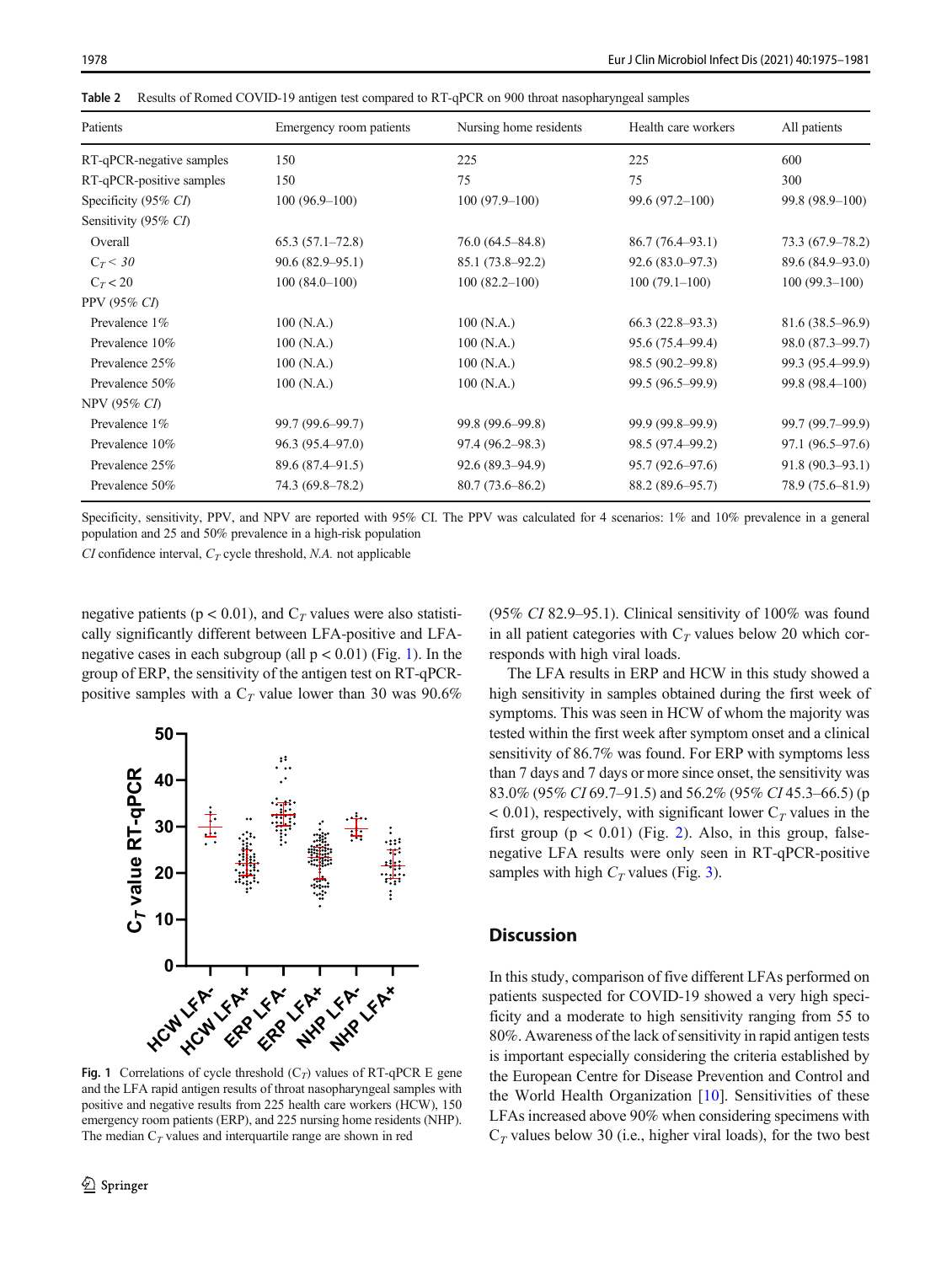**Table 2** Results of Romed COVID-19 antigen test compared to RT-qPCR on 900 throat nasopharyngeal samples

| Patients | Emergency room patients | Nursing home residents | Health care workers | All patients |
|---|---|---|---|---|
| RT-qPCR-negative samples | 150 | 225 | 225 | 600 |
| RT-qPCR-positive samples | 150 | 75 | 75 | 300 |
| Specificity (95% *CI*) | 100 (96.9–100) | 100 (97.9–100) | 99.6 (97.2–100) | 99.8 (98.9–100) |
| Sensitivity (95% *CI*) | | | | |
| Overall | 65.3 (57.1–72.8) | 76.0 (64.5–84.8) | 86.7 (76.4–93.1) | 73.3 (67.9–78.2) |
| $C_T < 30$ | 90.6 (82.9–95.1) | 85.1 (73.8–92.2) | 92.6 (83.0–97.3) | 89.6 (84.9–93.0) |
| $C_T < 20$ | 100 (84.0–100) | 100 (82.2–100) | 100 (79.1–100) | 100 (99.3–100) |
| PPV (95% *CI*) | | | | |
| Prevalence 1% | 100 (N.A.) | 100 (N.A.) | 66.3 (22.8–93.3) | 81.6 (38.5–96.9) |
| Prevalence 10% | 100 (N.A.) | 100 (N.A.) | 95.6 (75.4–99.4) | 98.0 (87.3–99.7) |
| Prevalence 25% | 100 (N.A.) | 100 (N.A.) | 98.5 (90.2–99.8) | 99.3 (95.4–99.9) |
| Prevalence 50% | 100 (N.A.) | 100 (N.A.) | 99.5 (96.5–99.9) | 99.8 (98.4–100) |
| NPV (95% *CI*) | | | | |
| Prevalence 1% | 99.7 (99.6–99.7) | 99.8 (99.6–99.8) | 99.9 (99.8–99.9) | 99.7 (99.7–99.9) |
| Prevalence 10% | 96.3 (95.4–97.0) | 97.4 (96.2–98.3) | 98.5 (97.4–99.2) | 97.1 (96.5–97.6) |
| Prevalence 25% | 89.6 (87.4–91.5) | 92.6 (89.3–94.9) | 95.7 (92.6–97.6) | 91.8 (90.3–93.1) |
| Prevalence 50% | 74.3 (69.8–78.2) | 80.7 (73.6–86.2) | 88.2 (89.6–95.7) | 78.9 (75.6–81.9) |

Specificity, sensitivity, PPV, and NPV are reported with 95% CI. The PPV was calculated for 4 scenarios: 1% and 10% prevalence in a general population and 25 and 50% prevalence in a high-risk population

*CI* confidence interval, $C_T$ cycle threshold, *N.A.* not applicable

negative patients ($p < 0.01$), and $C_T$ values were also statistically significantly different between LFA-positive and LFA-negative cases in each subgroup (all $p < 0.01$) (Fig. 1). In the group of ERP, the sensitivity of the antigen test on RT-qPCR-positive samples with a $C_T$ value lower than 30 was 90.6% (95% *CI* 82.9–95.1). Clinical sensitivity of 100% was found in all patient categories with $C_T$ values below 20 which corresponds with high viral loads.

**Fig. 1** Correlations of cycle threshold ($C_T$) values of RT-qPCR E gene and the LFA rapid antigen results of throat nasopharyngeal samples with positive and negative results from 225 health care workers (HCW), 150 emergency room patients (ERP), and 225 nursing home residents (NHP). The median $C_T$ values and interquartile range are shown in red

The LFA results in ERP and HCW in this study showed a high sensitivity in samples obtained during the first week of symptoms. This was seen in HCW of whom the majority was tested within the first week after symptom onset and a clinical sensitivity of 86.7% was found. For ERP with symptoms less than 7 days and 7 days or more since onset, the sensitivity was 83.0% (95% *CI* 69.7–91.5) and 56.2% (95% *CI* 45.3–66.5) ($p < 0.01$), respectively, with significant lower $C_T$ values in the first group ($p < 0.01$) (Fig. 2). Also, in this group, false-negative LFA results were only seen in RT-qPCR-positive samples with high $C_T$ values (Fig. 3).

## Discussion

In this study, comparison of five different LFAs performed on patients suspected for COVID-19 showed a very high specificity and a moderate to high sensitivity ranging from 55 to 80%. Awareness of the lack of sensitivity in rapid antigen tests is important especially considering the criteria established by the European Centre for Disease Prevention and Control and the World Health Organization [10]. Sensitivities of these LFAs increased above 90% when considering specimens with $C_T$ values below 30 (i.e., higher viral loads), for the two best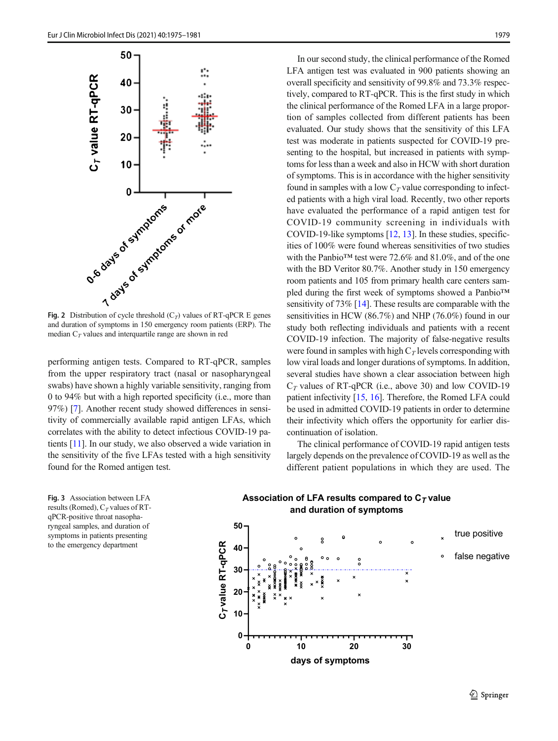Fig. 2 Distribution of cycle threshold ($C_T$) values of RT-qPCR E genes and duration of symptoms in 150 emergency room patients (ERP). The median $C_T$ values and interquartile range are shown in red

performing antigen tests. Compared to RT-qPCR, samples from the upper respiratory tract (nasal or nasopharyngeal swabs) have shown a highly variable sensitivity, ranging from 0 to 94% but with a high reported specificity (i.e., more than 97%) [7]. Another recent study showed differences in sensitivity of commercially available rapid antigen LFAs, which correlates with the ability to detect infectious COVID-19 patients [11]. In our study, we also observed a wide variation in the sensitivity of the five LFAs tested with a high sensitivity found for the Romed antigen test.

In our second study, the clinical performance of the Romed LFA antigen test was evaluated in 900 patients showing an overall specificity and sensitivity of 99.8% and 73.3% respectively, compared to RT-qPCR. This is the first study in which the clinical performance of the Romed LFA in a large proportion of samples collected from different patients has been evaluated. Our study shows that the sensitivity of this LFA test was moderate in patients suspected for COVID-19 presenting to the hospital, but increased in patients with symptoms for less than a week and also in HCW with short duration of symptoms. This is in accordance with the higher sensitivity found in samples with a low $C_T$ value corresponding to infected patients with a high viral load. Recently, two other reports have evaluated the performance of a rapid antigen test for COVID-19 community screening in individuals with COVID-19-like symptoms [12, 13]. In these studies, specificities of 100% were found whereas sensitivities of two studies with the Panbio™ test were 72.6% and 81.0%, and of the one with the BD Veritor 80.7%. Another study in 150 emergency room patients and 105 from primary health care centers sampled during the first week of symptoms showed a Panbio™ sensitivity of 73% [14]. These results are comparable with the sensitivities in HCW (86.7%) and NHP (76.0%) found in our study both reflecting individuals and patients with a recent COVID-19 infection. The majority of false-negative results were found in samples with high $C_T$ levels corresponding with low viral loads and longer durations of symptoms. In addition, several studies have shown a clear association between high $C_T$ values of RT-qPCR (i.e., above 30) and low COVID-19 patient infectivity [15, 16]. Therefore, the Romed LFA could be used in admitted COVID-19 patients in order to determine their infectivity which offers the opportunity for earlier discontinuation of isolation.

The clinical performance of COVID-19 rapid antigen tests largely depends on the prevalence of COVID-19 as well as the different patient populations in which they are used. The

Fig. 3 Association between LFA results (Romed), $C_T$ values of RT-qPCR-positive throat nasopharyngeal samples, and duration of symptoms in patients presenting to the emergency department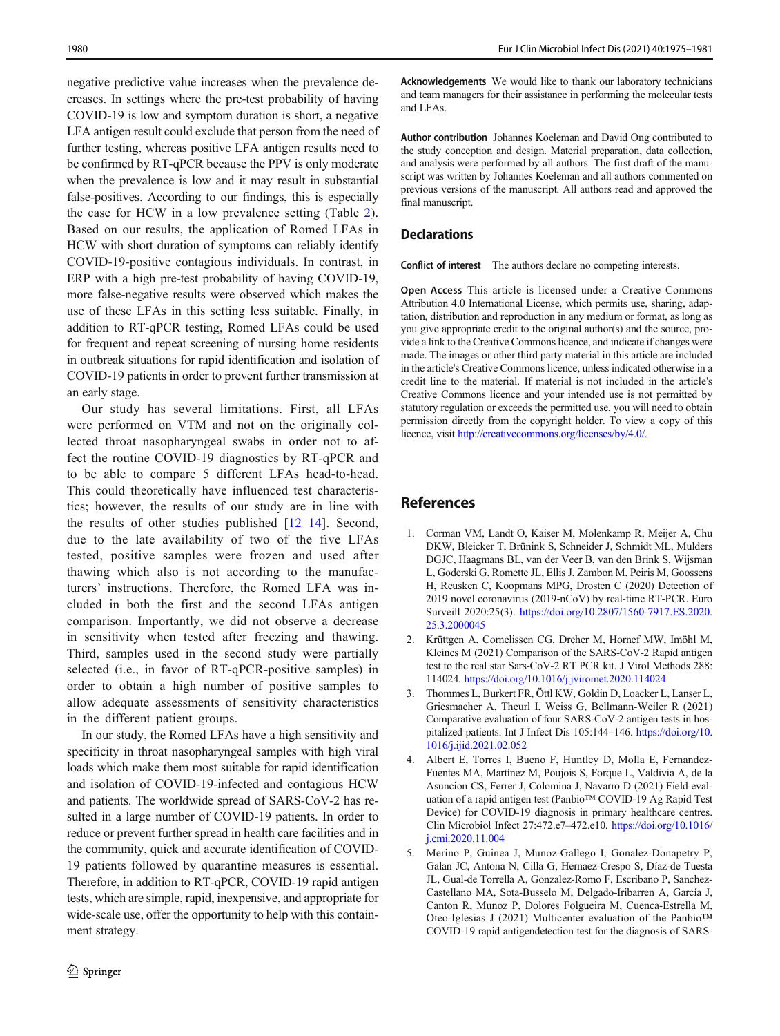negative predictive value increases when the prevalence decreases. In settings where the pre-test probability of having COVID-19 is low and symptom duration is short, a negative LFA antigen result could exclude that person from the need of further testing, whereas positive LFA antigen results need to be confirmed by RT-qPCR because the PPV is only moderate when the prevalence is low and it may result in substantial false-positives. According to our findings, this is especially the case for HCW in a low prevalence setting (Table 2). Based on our results, the application of Romed LFAs in HCW with short duration of symptoms can reliably identify COVID-19-positive contagious individuals. In contrast, in ERP with a high pre-test probability of having COVID-19, more false-negative results were observed which makes the use of these LFAs in this setting less suitable. Finally, in addition to RT-qPCR testing, Romed LFAs could be used for frequent and repeat screening of nursing home residents in outbreak situations for rapid identification and isolation of COVID-19 patients in order to prevent further transmission at an early stage.

Our study has several limitations. First, all LFAs were performed on VTM and not on the originally collected throat nasopharyngeal swabs in order not to affect the routine COVID-19 diagnostics by RT-qPCR and to be able to compare 5 different LFAs head-to-head. This could theoretically have influenced test characteristics; however, the results of our study are in line with the results of other studies published [12–14]. Second, due to the late availability of two of the five LFAs tested, positive samples were frozen and used after thawing which also is not according to the manufacturers' instructions. Therefore, the Romed LFA was included in both the first and the second LFAs antigen comparison. Importantly, we did not observe a decrease in sensitivity when tested after freezing and thawing. Third, samples used in the second study were partially selected (i.e., in favor of RT-qPCR-positive samples) in order to obtain a high number of positive samples to allow adequate assessments of sensitivity characteristics in the different patient groups.

In our study, the Romed LFAs have a high sensitivity and specificity in throat nasopharyngeal samples with high viral loads which make them most suitable for rapid identification and isolation of COVID-19-infected and contagious HCW and patients. The worldwide spread of SARS-CoV-2 has resulted in a large number of COVID-19 patients. In order to reduce or prevent further spread in health care facilities and in the community, quick and accurate identification of COVID-19 patients followed by quarantine measures is essential. Therefore, in addition to RT-qPCR, COVID-19 rapid antigen tests, which are simple, rapid, inexpensive, and appropriate for wide-scale use, offer the opportunity to help with this containment strategy.

**Acknowledgements** We would like to thank our laboratory technicians and team managers for their assistance in performing the molecular tests and LFAs.

**Author contribution** Johannes Koeleman and David Ong contributed to the study conception and design. Material preparation, data collection, and analysis were performed by all authors. The first draft of the manuscript was written by Johannes Koeleman and all authors commented on previous versions of the manuscript. All authors read and approved the final manuscript.

## Declarations

**Conflict of interest** The authors declare no competing interests.

**Open Access** This article is licensed under a Creative Commons Attribution 4.0 International License, which permits use, sharing, adaptation, distribution and reproduction in any medium or format, as long as you give appropriate credit to the original author(s) and the source, provide a link to the Creative Commons licence, and indicate if changes were made. The images or other third party material in this article are included in the article's Creative Commons licence, unless indicated otherwise in a credit line to the material. If material is not included in the article's Creative Commons licence and your intended use is not permitted by statutory regulation or exceeds the permitted use, you will need to obtain permission directly from the copyright holder. To view a copy of this licence, visit http://creativecommons.org/licenses/by/4.0/.

## References

1. Corman VM, Landt O, Kaiser M, Molenkamp R, Meijer A, Chu DKW, Bleicker T, Brünink S, Schneider J, Schmidt ML, Mulders DGJC, Haagmans BL, van der Veer B, van den Brink S, Wijsman L, Goderski G, Romette JL, Ellis J, Zambon M, Peiris M, Goossens H, Reusken C, Koopmans MPG, Drosten C (2020) Detection of 2019 novel coronavirus (2019-nCoV) by real-time RT-PCR. Euro Surveill 2020:25(3). https://doi.org/10.2807/1560-7917.ES.2020.25.3.2000045
2. Krüttgen A, Cornelissen CG, Dreher M, Hornef MW, Imöhl M, Kleines M (2021) Comparison of the SARS-CoV-2 Rapid antigen test to the real star Sars-CoV-2 RT PCR kit. J Virol Methods 288:114024. https://doi.org/10.1016/j.jviromet.2020.114024
3. Thommes L, Burkert FR, Öttl KW, Goldin D, Loacker L, Lanser L, Griesmacher A, Theurl I, Weiss G, Bellmann-Weiler R (2021) Comparative evaluation of four SARS-CoV-2 antigen tests in hospitalized patients. Int J Infect Dis 105:144–146. https://doi.org/10.1016/j.ijid.2021.02.052
4. Albert E, Torres I, Bueno F, Huntley D, Molla E, Fernandez-Fuentes MA, Martínez M, Poujois S, Forque L, Valdivia A, de la Asuncion CS, Ferrer J, Colomina J, Navarro D (2021) Field evaluation of a rapid antigen test (Panbio™ COVID-19 Ag Rapid Test Device) for COVID-19 diagnosis in primary healthcare centres. Clin Microbiol Infect 27:472.e7–472.e10. https://doi.org/10.1016/j.cmi.2020.11.004
5. Merino P, Guinea J, Munoz-Gallego I, Gonalez-Donapetry P, Galan JC, Antona N, Cilla G, Hernaez-Crespo S, Díaz-de Tuesta JL, Gual-de Torrella A, Gonzalez-Romo F, Escribano P, Sanchez-Castellano MA, Sota-Busselo M, Delgado-Iribarren A, García J, Canton R, Munoz P, Dolores Folgueira M, Cuenca-Estrella M, Oteo-Iglesias J (2021) Multicenter evaluation of the Panbio™ COVID-19 rapid antigendetection test for the diagnosis of SARS-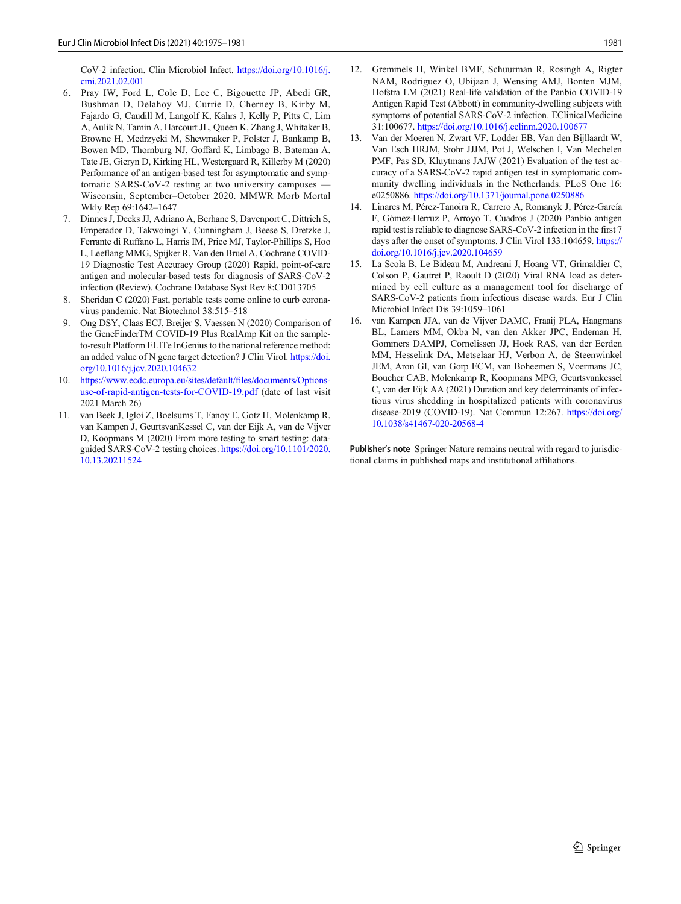CoV-2 infection. Clin Microbiol Infect. https://doi.org/10.1016/j.cmi.2021.02.001

6. Pray IW, Ford L, Cole D, Lee C, Bigouette JP, Abedi GR, Bushman D, Delahoy MJ, Currie D, Cherney B, Kirby M, Fajardo G, Caudill M, Langolf K, Kahrs J, Kelly P, Pitts C, Lim A, Aulik N, Tamin A, Harcourt JL, Queen K, Zhang J, Whitaker B, Browne H, Medrzycki M, Shewmaker P, Folster J, Bankamp B, Bowen MD, Thornburg NJ, Goffard K, Limbago B, Bateman A, Tate JE, Gieryn D, Kirking HL, Westergaard R, Killerby M (2020) Performance of an antigen-based test for asymptomatic and symptomatic SARS-CoV-2 testing at two university campuses — Wisconsin, September–October 2020. MMWR Morb Mortal Wkly Rep 69:1642–1647
7. Dinnes J, Deeks JJ, Adriano A, Berhane S, Davenport C, Dittrich S, Emperador D, Takwoingi Y, Cunningham J, Beese S, Dretzke J, Ferrante di Ruffano L, Harris IM, Price MJ, Taylor-Phillips S, Hoo L, Leeflang MMG, Spijker R, Van den Bruel A, Cochrane COVID-19 Diagnostic Test Accuracy Group (2020) Rapid, point-of-care antigen and molecular-based tests for diagnosis of SARS-CoV-2 infection (Review). Cochrane Database Syst Rev 8:CD013705
8. Sheridan C (2020) Fast, portable tests come online to curb coronavirus pandemic. Nat Biotechnol 38:515–518
9. Ong DSY, Claas ECJ, Breijer S, Vaessen N (2020) Comparison of the GeneFinderTM COVID-19 Plus RealAmp Kit on the sample-to-result Platform ELITe InGenius to the national reference method: an added value of N gene target detection? J Clin Virol. https://doi.org/10.1016/j.jcv.2020.104632
10. https://www.ecdc.europa.eu/sites/default/files/documents/Options-use-of-rapid-antigen-tests-for-COVID-19.pdf (date of last visit 2021 March 26)
11. van Beek J, Igloi Z, Boelsums T, Fanoy E, Gotz H, Molenkamp R, van Kampen J, GeurtsvanKessel C, van der Eijk A, van de Vijver D, Koopmans M (2020) From more testing to smart testing: data-guided SARS-CoV-2 testing choices. https://doi.org/10.1101/2020.10.13.20211524
12. Gremmels H, Winkel BMF, Schuurman R, Rosingh A, Rigter NAM, Rodriguez O, Ubijaan J, Wensing AMJ, Bonten MJM, Hofstra LM (2021) Real-life validation of the Panbio COVID-19 Antigen Rapid Test (Abbott) in community-dwelling subjects with symptoms of potential SARS-CoV-2 infection. EClinicalMedicine 31:100677. https://doi.org/10.1016/j.eclinm.2020.100677
13. Van der Moeren N, Zwart VF, Lodder EB, Van den Bijllaardt W, Van Esch HRJM, Stohr JJJM, Pot J, Welschen I, Van Mechelen PMF, Pas SD, Kluytmans JAJW (2021) Evaluation of the test accuracy of a SARS-CoV-2 rapid antigen test in symptomatic community dwelling individuals in the Netherlands. PLoS One 16:e0250886. https://doi.org/10.1371/journal.pone.0250886
14. Linares M, Pérez-Tanoira R, Carrero A, Romanyk J, Pérez-García F, Gómez-Herruz P, Arroyo T, Cuadros J (2020) Panbio antigen rapid test is reliable to diagnose SARS-CoV-2 infection in the first 7 days after the onset of symptoms. J Clin Virol 133:104659. https://doi.org/10.1016/j.jcv.2020.104659
15. La Scola B, Le Bideau M, Andreani J, Hoang VT, Grimaldier C, Colson P, Gautret P, Raoult D (2020) Viral RNA load as determined by cell culture as a management tool for discharge of SARS-CoV-2 patients from infectious disease wards. Eur J Clin Microbiol Infect Dis 39:1059–1061
16. van Kampen JJA, van de Vijver DAMC, Fraaij PLA, Haagmans BL, Lamers MM, Okba N, van den Akker JPC, Endeman H, Gommers DAMPJ, Cornelissen JJ, Hoek RAS, van der Eerden MM, Hesselink DA, Metselaar HJ, Verbon A, de Steenwinkel JEM, Aron GI, van Gorp ECM, van Boheemen S, Voermans JC, Boucher CAB, Molenkamp R, Koopmans MPG, Geurtsvankessel C, van der Eijk AA (2021) Duration and key determinants of infectious virus shedding in hospitalized patients with coronavirus disease-2019 (COVID-19). Nat Commun 12:267. https://doi.org/10.1038/s41467-020-20568-4

**Publisher's note** Springer Nature remains neutral with regard to jurisdictional claims in published maps and institutional affiliations.